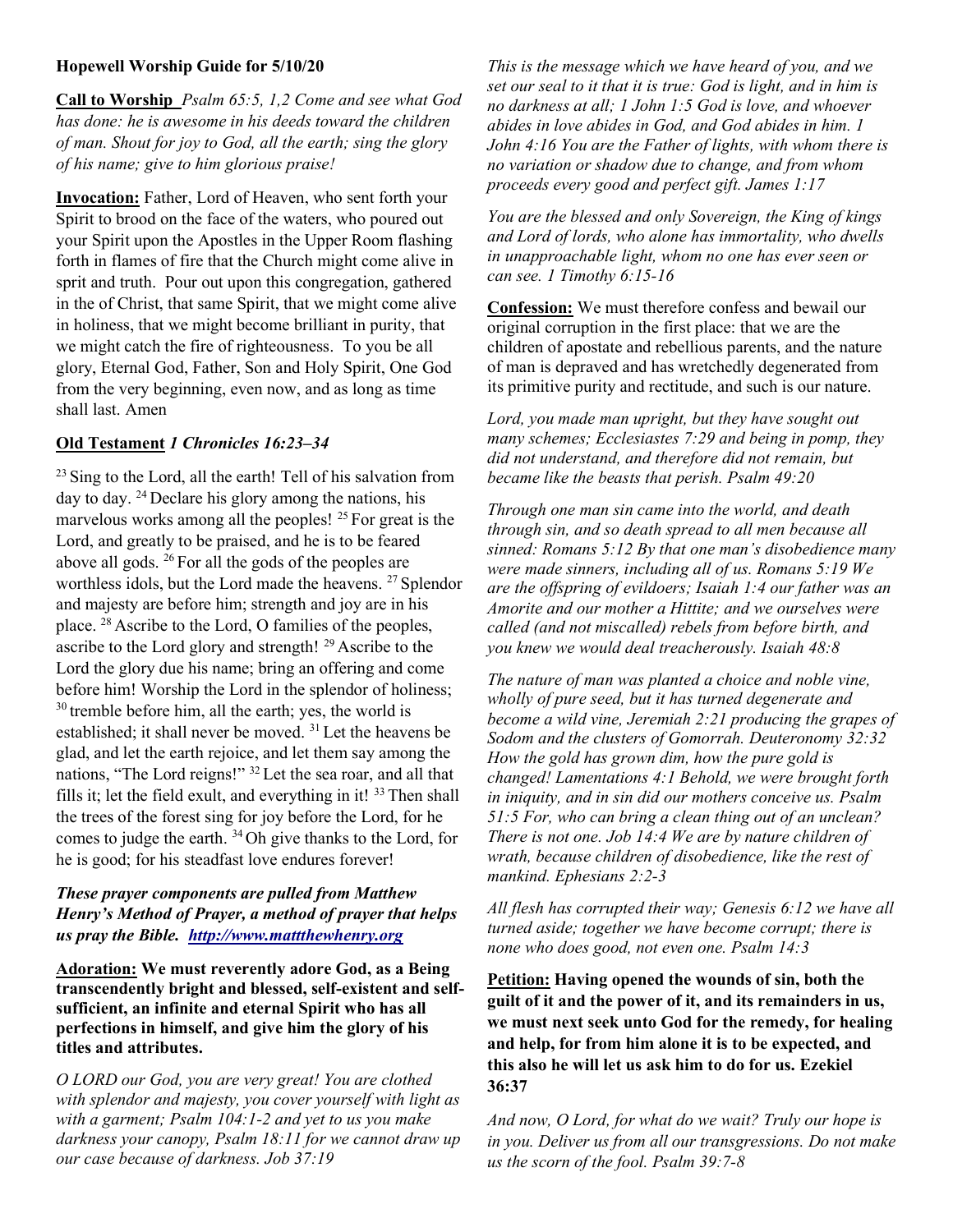**Hopewell Worship Guide for 5/10/20**

**Call to Worship** *Psalm 65:5, 1,2 Come and see what God has done: he is awesome in his deeds toward the children of man. Shout for joy to God, all the earth; sing the glory of his name; give to him glorious praise!*

**Invocation:** Father, Lord of Heaven, who sent forth your Spirit to brood on the face of the waters, who poured out your Spirit upon the Apostles in the Upper Room flashing forth in flames of fire that the Church might come alive in sprit and truth. Pour out upon this congregation, gathered in the of Christ, that same Spirit, that we might come alive in holiness, that we might become brilliant in purity, that we might catch the fire of righteousness. To you be all glory, Eternal God, Father, Son and Holy Spirit, One God from the very beginning, even now, and as long as time shall last. Amen

**Old Testament** ***1 Chronicles 16:23–34***

[23] Sing to the Lord, all the earth! Tell of his salvation from day to day. [24] Declare his glory among the nations, his marvelous works among all the peoples! [25] For great is the Lord, and greatly to be praised, and he is to be feared above all gods. [26] For all the gods of the peoples are worthless idols, but the Lord made the heavens. [27] Splendor and majesty are before him; strength and joy are in his place. [28] Ascribe to the Lord, O families of the peoples, ascribe to the Lord glory and strength! [29] Ascribe to the Lord the glory due his name; bring an offering and come before him! Worship the Lord in the splendor of holiness; [30] tremble before him, all the earth; yes, the world is established; it shall never be moved. [31] Let the heavens be glad, and let the earth rejoice, and let them say among the nations, "The Lord reigns!" [32] Let the sea roar, and all that fills it; let the field exult, and everything in it! [33] Then shall the trees of the forest sing for joy before the Lord, for he comes to judge the earth. [34] Oh give thanks to the Lord, for he is good; for his steadfast love endures forever!

***These prayer components are pulled from Matthew Henry's Method of Prayer, a method of prayer that helps us pray the Bible. http://www.mattthewhenry.org***

**Adoration: We must reverently adore God, as a Being transcendently bright and blessed, self-existent and self-sufficient, an infinite and eternal Spirit who has all perfections in himself, and give him the glory of his titles and attributes.**

*O LORD our God, you are very great! You are clothed with splendor and majesty, you cover yourself with light as with a garment; Psalm 104:1-2 and yet to us you make darkness your canopy, Psalm 18:11 for we cannot draw up our case because of darkness. Job 37:19*

*This is the message which we have heard of you, and we set our seal to it that it is true: God is light, and in him is no darkness at all; 1 John 1:5 God is love, and whoever abides in love abides in God, and God abides in him. 1 John 4:16 You are the Father of lights, with whom there is no variation or shadow due to change, and from whom proceeds every good and perfect gift. James 1:17*

*You are the blessed and only Sovereign, the King of kings and Lord of lords, who alone has immortality, who dwells in unapproachable light, whom no one has ever seen or can see. 1 Timothy 6:15-16*

**Confession:** We must therefore confess and bewail our original corruption in the first place: that we are the children of apostate and rebellious parents, and the nature of man is depraved and has wretchedly degenerated from its primitive purity and rectitude, and such is our nature.

*Lord, you made man upright, but they have sought out many schemes; Ecclesiastes 7:29 and being in pomp, they did not understand, and therefore did not remain, but became like the beasts that perish. Psalm 49:20*

*Through one man sin came into the world, and death through sin, and so death spread to all men because all sinned: Romans 5:12 By that one man's disobedience many were made sinners, including all of us. Romans 5:19 We are the offspring of evildoers; Isaiah 1:4 our father was an Amorite and our mother a Hittite; and we ourselves were called (and not miscalled) rebels from before birth, and you knew we would deal treacherously. Isaiah 48:8*

*The nature of man was planted a choice and noble vine, wholly of pure seed, but it has turned degenerate and become a wild vine, Jeremiah 2:21 producing the grapes of Sodom and the clusters of Gomorrah. Deuteronomy 32:32 How the gold has grown dim, how the pure gold is changed! Lamentations 4:1 Behold, we were brought forth in iniquity, and in sin did our mothers conceive us. Psalm 51:5 For, who can bring a clean thing out of an unclean? There is not one. Job 14:4 We are by nature children of wrath, because children of disobedience, like the rest of mankind. Ephesians 2:2-3*

*All flesh has corrupted their way; Genesis 6:12 we have all turned aside; together we have become corrupt; there is none who does good, not even one. Psalm 14:3*

**Petition: Having opened the wounds of sin, both the guilt of it and the power of it, and its remainders in us, we must next seek unto God for the remedy, for healing and help, for from him alone it is to be expected, and this also he will let us ask him to do for us. Ezekiel 36:37**

*And now, O Lord, for what do we wait? Truly our hope is in you. Deliver us from all our transgressions. Do not make us the scorn of the fool. Psalm 39:7-8*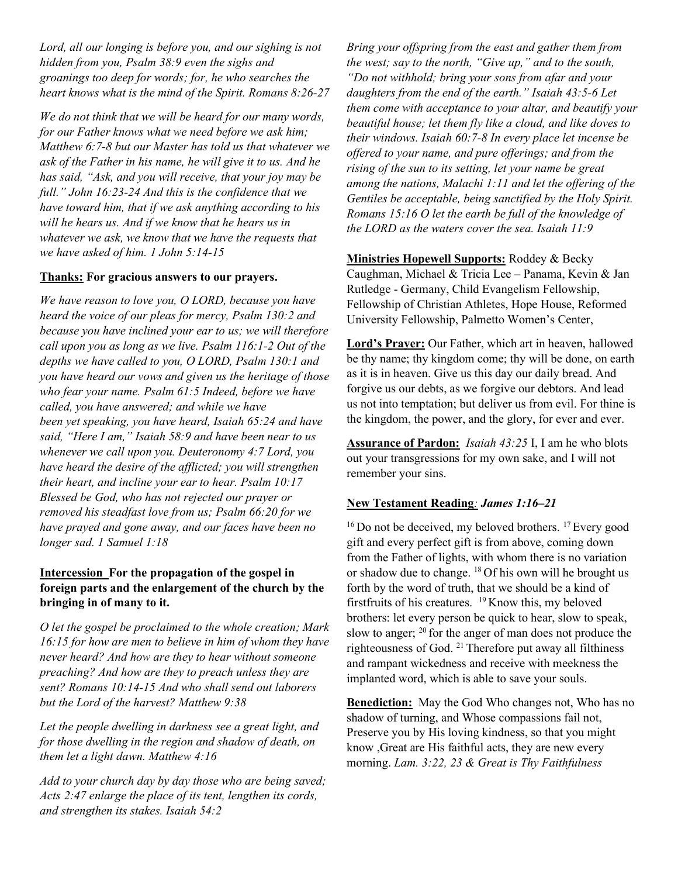*Lord, all our longing is before you, and our sighing is not hidden from you, Psalm 38:9 even the sighs and groanings too deep for words; for, he who searches the heart knows what is the mind of the Spirit. Romans 8:26-27*

*We do not think that we will be heard for our many words, for our Father knows what we need before we ask him; Matthew 6:7-8 but our Master has told us that whatever we ask of the Father in his name, he will give it to us. And he has said, "Ask, and you will receive, that your joy may be full." John 16:23-24 And this is the confidence that we have toward him, that if we ask anything according to his will he hears us. And if we know that he hears us in whatever we ask, we know that we have the requests that we have asked of him. 1 John 5:14-15*

**Thanks: For gracious answers to our prayers.**

*We have reason to love you, O LORD, because you have heard the voice of our pleas for mercy, Psalm 130:2 and because you have inclined your ear to us; we will therefore call upon you as long as we live. Psalm 116:1-2 Out of the depths we have called to you, O LORD, Psalm 130:1 and you have heard our vows and given us the heritage of those who fear your name. Psalm 61:5 Indeed, before we have called, you have answered; and while we have been yet speaking, you have heard, Isaiah 65:24 and have said, "Here I am," Isaiah 58:9 and have been near to us whenever we call upon you. Deuteronomy 4:7 Lord, you have heard the desire of the afflicted; you will strengthen their heart, and incline your ear to hear. Psalm 10:17 Blessed be God, who has not rejected our prayer or removed his steadfast love from us; Psalm 66:20 for we have prayed and gone away, and our faces have been no longer sad. 1 Samuel 1:18*

**Intercession For the propagation of the gospel in foreign parts and the enlargement of the church by the bringing in of many to it.**

*O let the gospel be proclaimed to the whole creation; Mark 16:15 for how are men to believe in him of whom they have never heard? And how are they to hear without someone preaching? And how are they to preach unless they are sent? Romans 10:14-15 And who shall send out laborers but the Lord of the harvest? Matthew 9:38*

*Let the people dwelling in darkness see a great light, and for those dwelling in the region and shadow of death, on them let a light dawn. Matthew 4:16*

*Add to your church day by day those who are being saved; Acts 2:47 enlarge the place of its tent, lengthen its cords, and strengthen its stakes. Isaiah 54:2*

*Bring your offspring from the east and gather them from the west; say to the north, "Give up," and to the south, "Do not withhold; bring your sons from afar and your daughters from the end of the earth." Isaiah 43:5-6 Let them come with acceptance to your altar, and beautify your beautiful house; let them fly like a cloud, and like doves to their windows. Isaiah 60:7-8 In every place let incense be offered to your name, and pure offerings; and from the rising of the sun to its setting, let your name be great among the nations, Malachi 1:11 and let the offering of the Gentiles be acceptable, being sanctified by the Holy Spirit. Romans 15:16 O let the earth be full of the knowledge of the LORD as the waters cover the sea. Isaiah 11:9*

**Ministries Hopewell Supports:** Roddey & Becky Caughman, Michael & Tricia Lee – Panama, Kevin & Jan Rutledge - Germany, Child Evangelism Fellowship, Fellowship of Christian Athletes, Hope House, Reformed University Fellowship, Palmetto Women's Center,

**Lord's Prayer:** Our Father, which art in heaven, hallowed be thy name; thy kingdom come; thy will be done, on earth as it is in heaven. Give us this day our daily bread. And forgive us our debts, as we forgive our debtors. And lead us not into temptation; but deliver us from evil. For thine is the kingdom, the power, and the glory, for ever and ever.

**Assurance of Pardon:** *Isaiah 43:25* I, I am he who blots out your transgressions for my own sake, and I will not remember your sins.

**New Testament Reading***: James 1:16–21*

[16] Do not be deceived, my beloved brothers. [17] Every good gift and every perfect gift is from above, coming down from the Father of lights, with whom there is no variation or shadow due to change. [18] Of his own will he brought us forth by the word of truth, that we should be a kind of firstfruits of his creatures. [19] Know this, my beloved brothers: let every person be quick to hear, slow to speak, slow to anger; [20] for the anger of man does not produce the righteousness of God. [21] Therefore put away all filthiness and rampant wickedness and receive with meekness the implanted word, which is able to save your souls.

**Benediction:** May the God Who changes not, Who has no shadow of turning, and Whose compassions fail not, Preserve you by His loving kindness, so that you might know ,Great are His faithful acts, they are new every morning. *Lam. 3:22, 23 & Great is Thy Faithfulness*